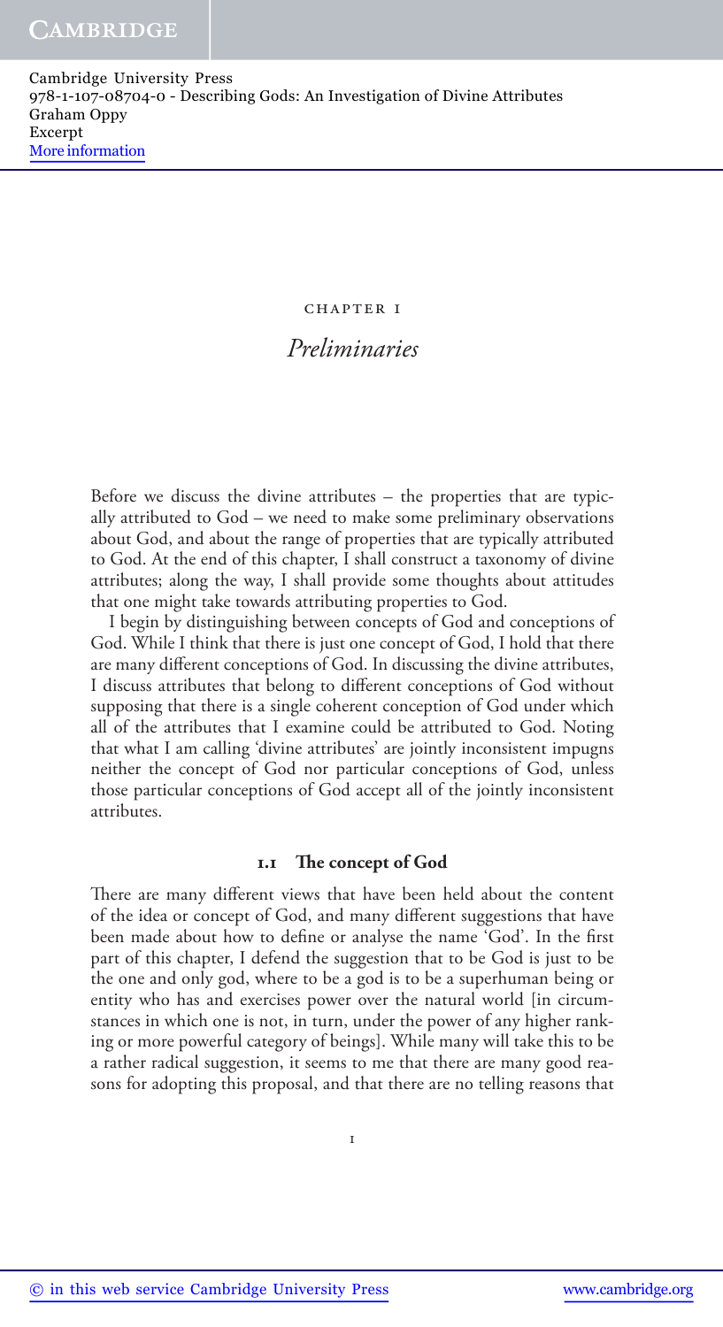# CHAPTER 1

# *Preliminaries*

Before we discuss the divine attributes – the properties that are typically attributed to God – we need to make some preliminary observations about God, and about the range of properties that are typically attributed to God. At the end of this chapter, I shall construct a taxonomy of divine attributes; along the way, I shall provide some thoughts about attitudes that one might take towards attributing properties to God.

I begin by distinguishing between concepts of God and conceptions of God. While I think that there is just one concept of God, I hold that there are many different conceptions of God. In discussing the divine attributes, I discuss attributes that belong to different conceptions of God without supposing that there is a single coherent conception of God under which all of the attributes that I examine could be attributed to God. Noting that what I am calling 'divine attributes' are jointly inconsistent impugns neither the concept of God nor particular conceptions of God, unless those particular conceptions of God accept all of the jointly inconsistent attributes.

## 1.1 The concept of God

There are many different views that have been held about the content of the idea or concept of God, and many different suggestions that have been made about how to define or analyse the name 'God'. In the first part of this chapter, I defend the suggestion that to be God is just to be the one and only god, where to be a god is to be a superhuman being or entity who has and exercises power over the natural world [in circumstances in which one is not, in turn, under the power of any higher ranking or more powerful category of beings]. While many will take this to be a rather radical suggestion, it seems to me that there are many good reasons for adopting this proposal, and that there are no telling reasons that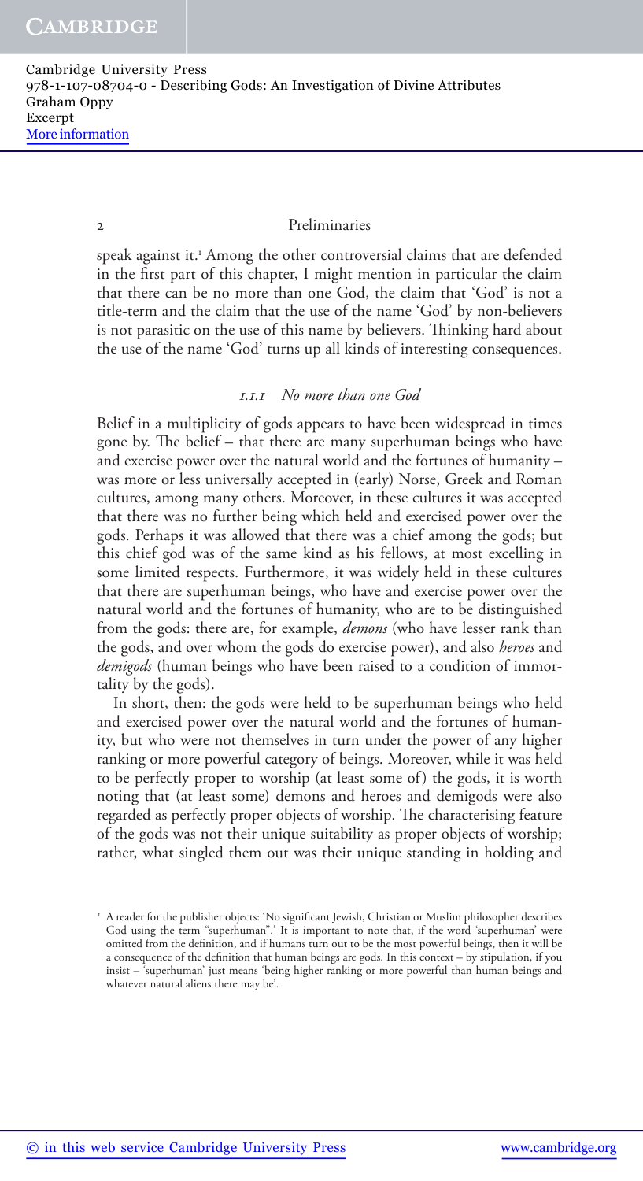speak against it.[1] Among the other controversial claims that are defended in the first part of this chapter, I might mention in particular the claim that there can be no more than one God, the claim that 'God' is not a title-term and the claim that the use of the name 'God' by non-believers is not parasitic on the use of this name by believers. Thinking hard about the use of the name 'God' turns up all kinds of interesting consequences.

### *1.1.1 No more than one God*

Belief in a multiplicity of gods appears to have been widespread in times gone by. The belief – that there are many superhuman beings who have and exercise power over the natural world and the fortunes of humanity – was more or less universally accepted in (early) Norse, Greek and Roman cultures, among many others. Moreover, in these cultures it was accepted that there was no further being which held and exercised power over the gods. Perhaps it was allowed that there was a chief among the gods; but this chief god was of the same kind as his fellows, at most excelling in some limited respects. Furthermore, it was widely held in these cultures that there are superhuman beings, who have and exercise power over the natural world and the fortunes of humanity, who are to be distinguished from the gods: there are, for example, *demons* (who have lesser rank than the gods, and over whom the gods do exercise power), and also *heroes* and *demigods* (human beings who have been raised to a condition of immortality by the gods).

In short, then: the gods were held to be superhuman beings who held and exercised power over the natural world and the fortunes of humanity, but who were not themselves in turn under the power of any higher ranking or more powerful category of beings. Moreover, while it was held to be perfectly proper to worship (at least some of) the gods, it is worth noting that (at least some) demons and heroes and demigods were also regarded as perfectly proper objects of worship. The characterising feature of the gods was not their unique suitability as proper objects of worship; rather, what singled them out was their unique standing in holding and

[1] A reader for the publisher objects: 'No significant Jewish, Christian or Muslim philosopher describes God using the term "superhuman".' It is important to note that, if the word 'superhuman' were omitted from the definition, and if humans turn out to be the most powerful beings, then it will be a consequence of the definition that human beings are gods. In this context – by stipulation, if you insist – 'superhuman' just means 'being higher ranking or more powerful than human beings and whatever natural aliens there may be'.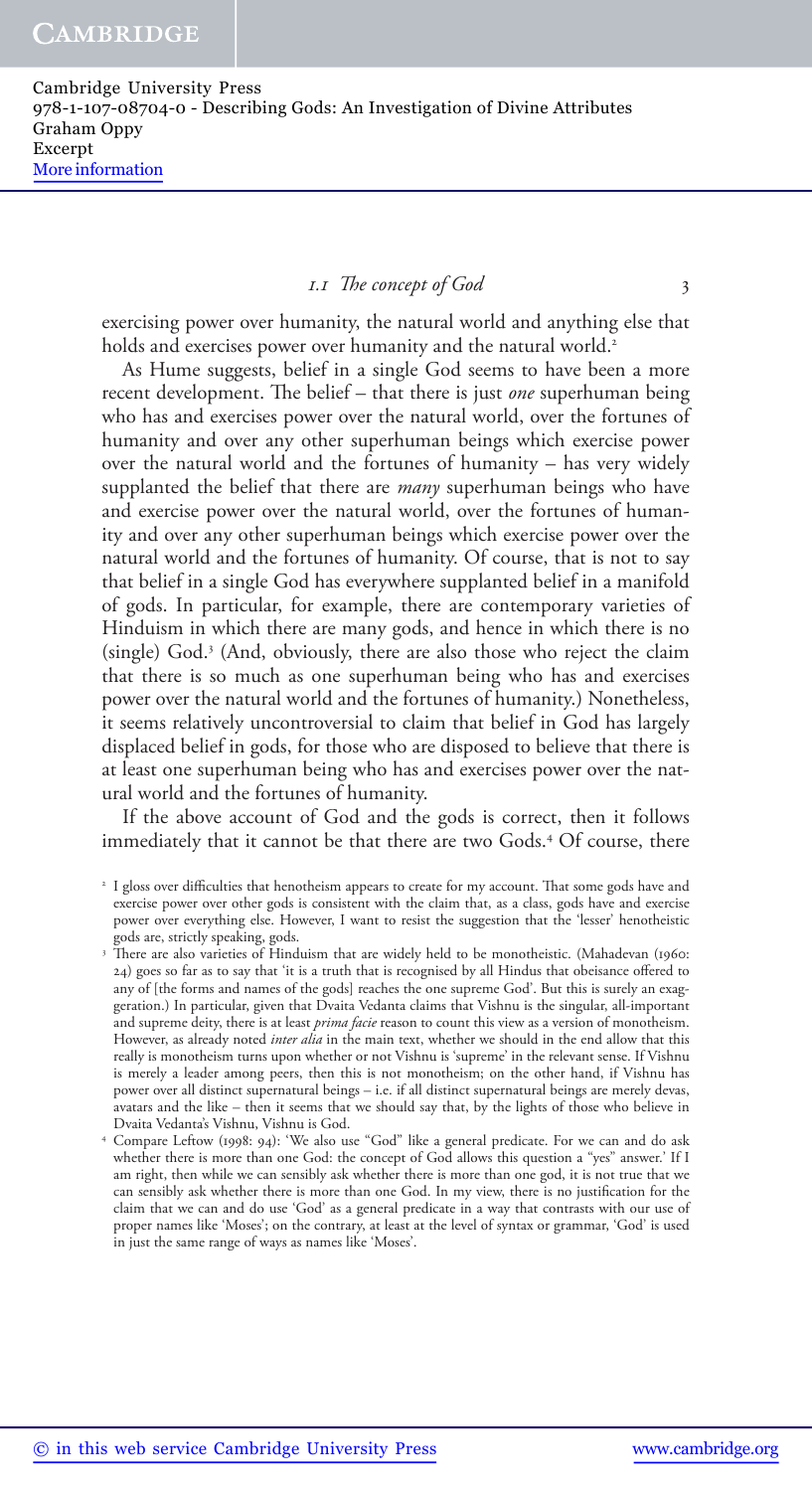exercising power over humanity, the natural world and anything else that holds and exercises power over humanity and the natural world.[2]

As Hume suggests, belief in a single God seems to have been a more recent development. The belief – that there is just *one* superhuman being who has and exercises power over the natural world, over the fortunes of humanity and over any other superhuman beings which exercise power over the natural world and the fortunes of humanity – has very widely supplanted the belief that there are *many* superhuman beings who have and exercise power over the natural world, over the fortunes of humanity and over any other superhuman beings which exercise power over the natural world and the fortunes of humanity. Of course, that is not to say that belief in a single God has everywhere supplanted belief in a manifold of gods. In particular, for example, there are contemporary varieties of Hinduism in which there are many gods, and hence in which there is no (single) God.[3] (And, obviously, there are also those who reject the claim that there is so much as one superhuman being who has and exercises power over the natural world and the fortunes of humanity.) Nonetheless, it seems relatively uncontroversial to claim that belief in God has largely displaced belief in gods, for those who are disposed to believe that there is at least one superhuman being who has and exercises power over the natural world and the fortunes of humanity.

If the above account of God and the gods is correct, then it follows immediately that it cannot be that there are two Gods.[4] Of course, there

[2] I gloss over difficulties that henotheism appears to create for my account. That some gods have and exercise power over other gods is consistent with the claim that, as a class, gods have and exercise power over everything else. However, I want to resist the suggestion that the 'lesser' henotheistic gods are, strictly speaking, gods.

[3] There are also varieties of Hinduism that are widely held to be monotheistic. (Mahadevan (1960: 24) goes so far as to say that 'it is a truth that is recognised by all Hindus that obeisance offered to any of [the forms and names of the gods] reaches the one supreme God'. But this is surely an exaggeration.) In particular, given that Dvaita Vedanta claims that Vishnu is the singular, all-important and supreme deity, there is at least *prima facie* reason to count this view as a version of monotheism. However, as already noted *inter alia* in the main text, whether we should in the end allow that this really is monotheism turns upon whether or not Vishnu is 'supreme' in the relevant sense. If Vishnu is merely a leader among peers, then this is not monotheism; on the other hand, if Vishnu has power over all distinct supernatural beings – i.e. if all distinct supernatural beings are merely devas, avatars and the like – then it seems that we should say that, by the lights of those who believe in Dvaita Vedanta's Vishnu, Vishnu is God.

[4] Compare Leftow (1998: 94): 'We also use "God" like a general predicate. For we can and do ask whether there is more than one God: the concept of God allows this question a "yes" answer.' If I am right, then while we can sensibly ask whether there is more than one god, it is not true that we can sensibly ask whether there is more than one God. In my view, there is no justification for the claim that we can and do use 'God' as a general predicate in a way that contrasts with our use of proper names like 'Moses'; on the contrary, at least at the level of syntax or grammar, 'God' is used in just the same range of ways as names like 'Moses'.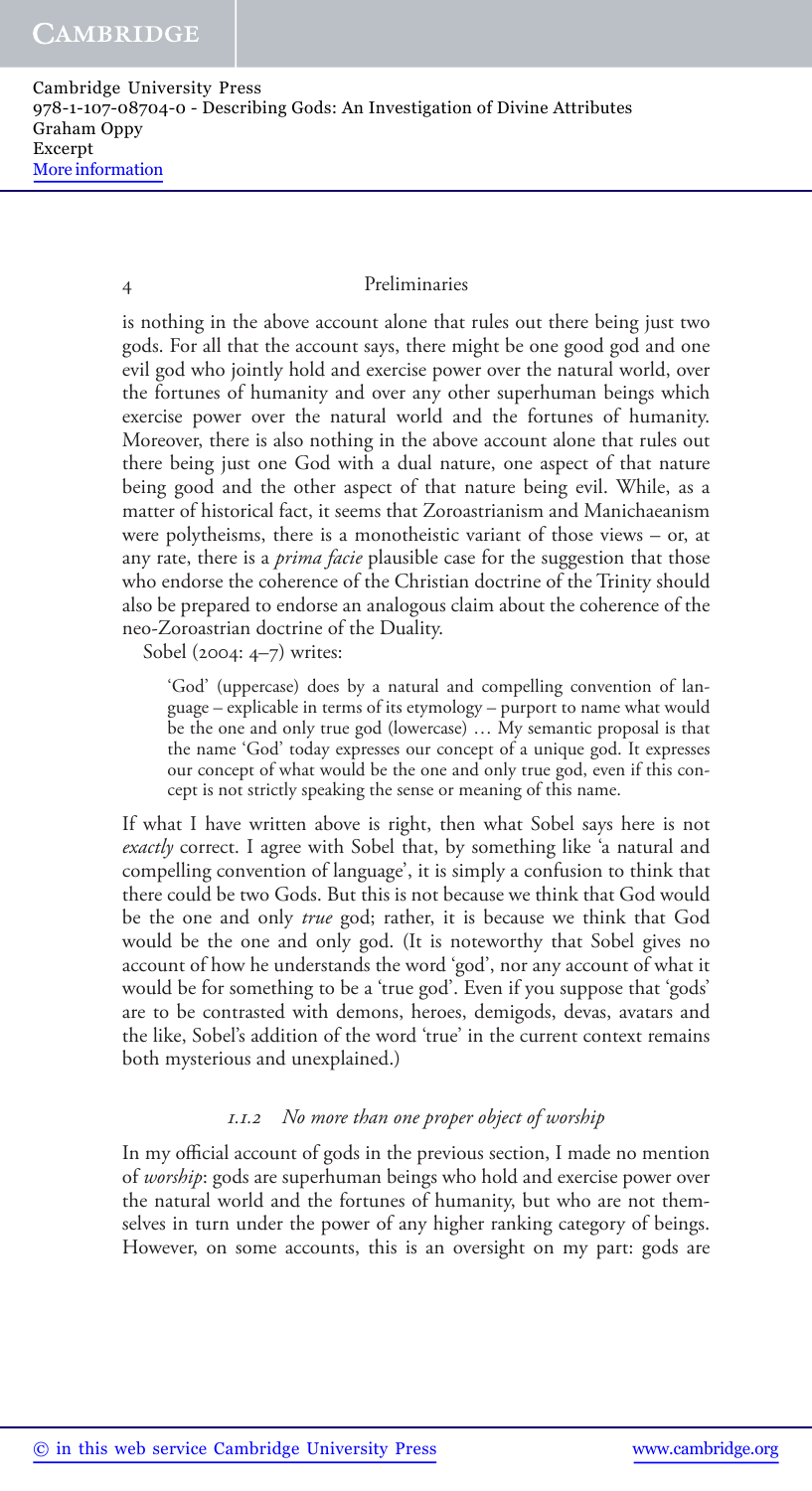is nothing in the above account alone that rules out there being just two gods. For all that the account says, there might be one good god and one evil god who jointly hold and exercise power over the natural world, over the fortunes of humanity and over any other superhuman beings which exercise power over the natural world and the fortunes of humanity. Moreover, there is also nothing in the above account alone that rules out there being just one God with a dual nature, one aspect of that nature being good and the other aspect of that nature being evil. While, as a matter of historical fact, it seems that Zoroastrianism and Manichaeanism were polytheisms, there is a monotheistic variant of those views – or, at any rate, there is a *prima facie* plausible case for the suggestion that those who endorse the coherence of the Christian doctrine of the Trinity should also be prepared to endorse an analogous claim about the coherence of the neo-Zoroastrian doctrine of the Duality.

Sobel (2004: 4–7) writes:

> 'God' (uppercase) does by a natural and compelling convention of language – explicable in terms of its etymology – purport to name what would be the one and only true god (lowercase) … My semantic proposal is that the name 'God' today expresses our concept of a unique god. It expresses our concept of what would be the one and only true god, even if this concept is not strictly speaking the sense or meaning of this name.

If what I have written above is right, then what Sobel says here is not *exactly* correct. I agree with Sobel that, by something like 'a natural and compelling convention of language', it is simply a confusion to think that there could be two Gods. But this is not because we think that God would be the one and only *true* god; rather, it is because we think that God would be the one and only god. (It is noteworthy that Sobel gives no account of how he understands the word 'god', nor any account of what it would be for something to be a 'true god'. Even if you suppose that 'gods' are to be contrasted with demons, heroes, demigods, devas, avatars and the like, Sobel's addition of the word 'true' in the current context remains both mysterious and unexplained.)

### *1.1.2 No more than one proper object of worship*

In my official account of gods in the previous section, I made no mention of *worship*: gods are superhuman beings who hold and exercise power over the natural world and the fortunes of humanity, but who are not themselves in turn under the power of any higher ranking category of beings. However, on some accounts, this is an oversight on my part: gods are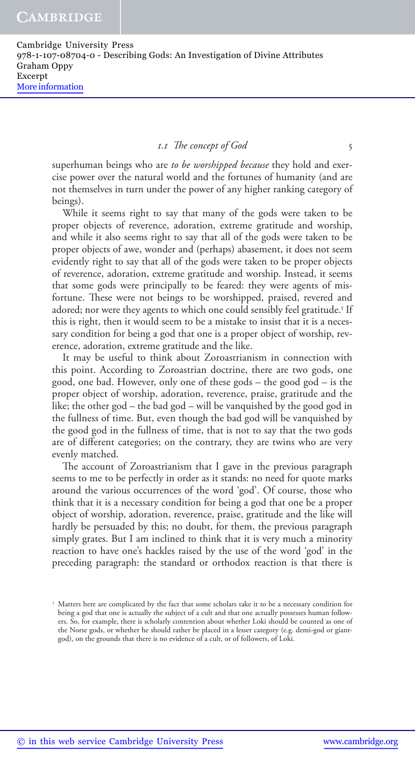superhuman beings who are *to be worshipped because* they hold and exercise power over the natural world and the fortunes of humanity (and are not themselves in turn under the power of any higher ranking category of beings).

While it seems right to say that many of the gods were taken to be proper objects of reverence, adoration, extreme gratitude and worship, and while it also seems right to say that all of the gods were taken to be proper objects of awe, wonder and (perhaps) abasement, it does not seem evidently right to say that all of the gods were taken to be proper objects of reverence, adoration, extreme gratitude and worship. Instead, it seems that some gods were principally to be feared: they were agents of misfortune. These were not beings to be worshipped, praised, revered and adored; nor were they agents to which one could sensibly feel gratitude.[5] If this is right, then it would seem to be a mistake to insist that it is a necessary condition for being a god that one is a proper object of worship, reverence, adoration, extreme gratitude and the like.

It may be useful to think about Zoroastrianism in connection with this point. According to Zoroastrian doctrine, there are two gods, one good, one bad. However, only one of these gods – the good god – is the proper object of worship, adoration, reverence, praise, gratitude and the like; the other god – the bad god – will be vanquished by the good god in the fullness of time. But, even though the bad god will be vanquished by the good god in the fullness of time, that is not to say that the two gods are of different categories; on the contrary, they are twins who are very evenly matched.

The account of Zoroastrianism that I gave in the previous paragraph seems to me to be perfectly in order as it stands: no need for quote marks around the various occurrences of the word 'god'. Of course, those who think that it is a necessary condition for being a god that one be a proper object of worship, adoration, reverence, praise, gratitude and the like will hardly be persuaded by this; no doubt, for them, the previous paragraph simply grates. But I am inclined to think that it is very much a minority reaction to have one's hackles raised by the use of the word 'god' in the preceding paragraph: the standard or orthodox reaction is that there is

[5] Matters here are complicated by the fact that some scholars take it to be a necessary condition for being a god that one is actually the subject of a cult and that one actually possesses human followers. So, for example, there is scholarly contention about whether Loki should be counted as one of the Norse gods, or whether he should rather be placed in a lesser category (e.g. demi-god or giant-god), on the grounds that there is no evidence of a cult, or of followers, of Loki.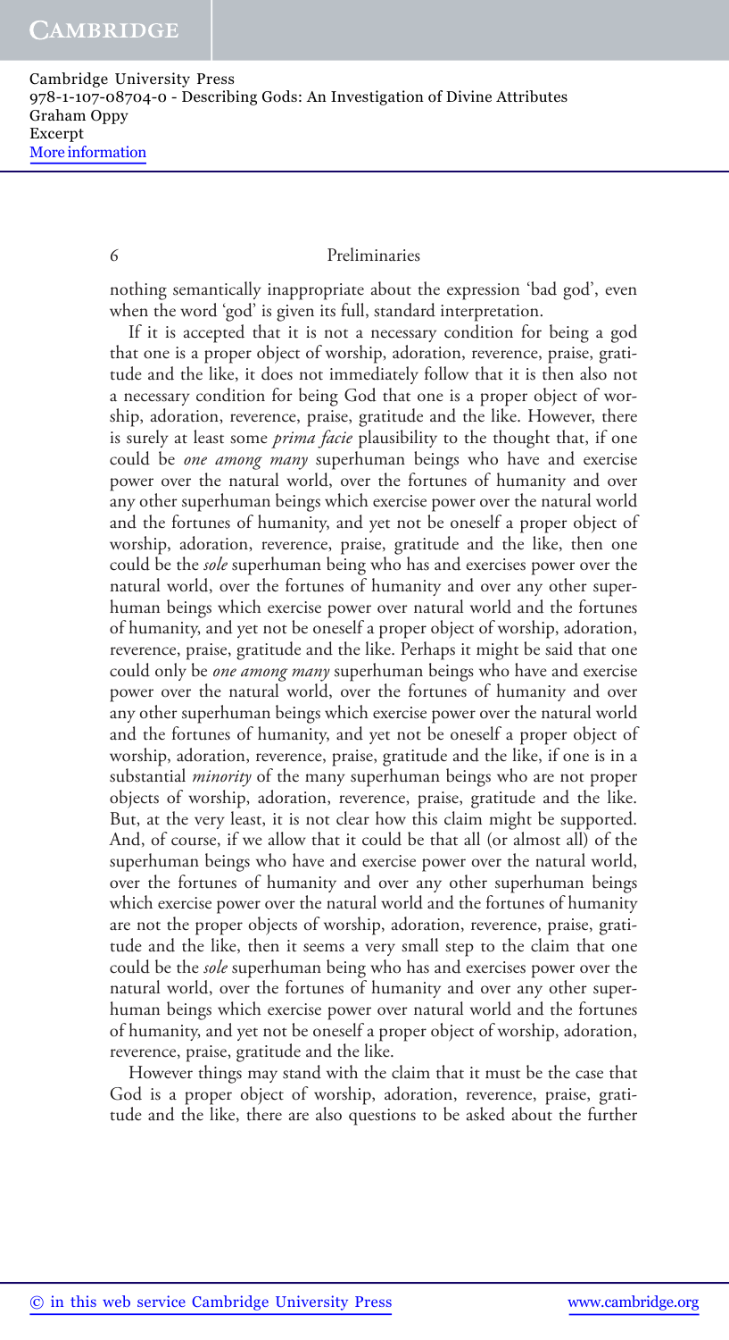nothing semantically inappropriate about the expression 'bad god', even when the word 'god' is given its full, standard interpretation.

If it is accepted that it is not a necessary condition for being a god that one is a proper object of worship, adoration, reverence, praise, gratitude and the like, it does not immediately follow that it is then also not a necessary condition for being God that one is a proper object of worship, adoration, reverence, praise, gratitude and the like. However, there is surely at least some *prima facie* plausibility to the thought that, if one could be *one among many* superhuman beings who have and exercise power over the natural world, over the fortunes of humanity and over any other superhuman beings which exercise power over the natural world and the fortunes of humanity, and yet not be oneself a proper object of worship, adoration, reverence, praise, gratitude and the like, then one could be the *sole* superhuman being who has and exercises power over the natural world, over the fortunes of humanity and over any other superhuman beings which exercise power over natural world and the fortunes of humanity, and yet not be oneself a proper object of worship, adoration, reverence, praise, gratitude and the like. Perhaps it might be said that one could only be *one among many* superhuman beings who have and exercise power over the natural world, over the fortunes of humanity and over any other superhuman beings which exercise power over the natural world and the fortunes of humanity, and yet not be oneself a proper object of worship, adoration, reverence, praise, gratitude and the like, if one is in a substantial *minority* of the many superhuman beings who are not proper objects of worship, adoration, reverence, praise, gratitude and the like. But, at the very least, it is not clear how this claim might be supported. And, of course, if we allow that it could be that all (or almost all) of the superhuman beings who have and exercise power over the natural world, over the fortunes of humanity and over any other superhuman beings which exercise power over the natural world and the fortunes of humanity are not the proper objects of worship, adoration, reverence, praise, gratitude and the like, then it seems a very small step to the claim that one could be the *sole* superhuman being who has and exercises power over the natural world, over the fortunes of humanity and over any other superhuman beings which exercise power over natural world and the fortunes of humanity, and yet not be oneself a proper object of worship, adoration, reverence, praise, gratitude and the like.

However things may stand with the claim that it must be the case that God is a proper object of worship, adoration, reverence, praise, gratitude and the like, there are also questions to be asked about the further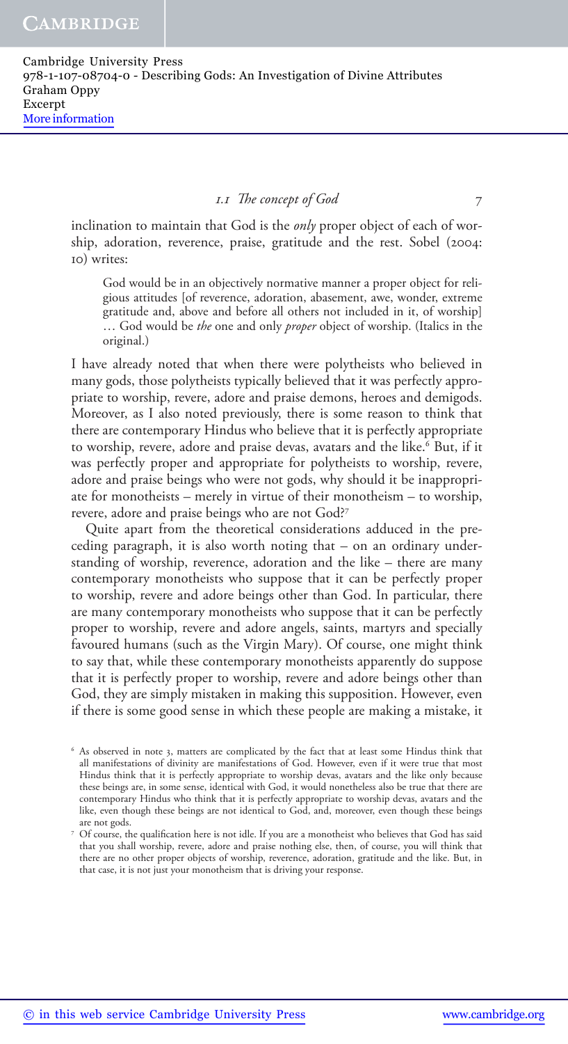inclination to maintain that God is the *only* proper object of each of worship, adoration, reverence, praise, gratitude and the rest. Sobel (2004: 10) writes:

> God would be in an objectively normative manner a proper object for religious attitudes [of reverence, adoration, abasement, awe, wonder, extreme gratitude and, above and before all others not included in it, of worship] … God would be *the* one and only *proper* object of worship. (Italics in the original.)

I have already noted that when there were polytheists who believed in many gods, those polytheists typically believed that it was perfectly appropriate to worship, revere, adore and praise demons, heroes and demigods. Moreover, as I also noted previously, there is some reason to think that there are contemporary Hindus who believe that it is perfectly appropriate to worship, revere, adore and praise devas, avatars and the like.[6] But, if it was perfectly proper and appropriate for polytheists to worship, revere, adore and praise beings who were not gods, why should it be inappropriate for monotheists – merely in virtue of their monotheism – to worship, revere, adore and praise beings who are not God?[7]

Quite apart from the theoretical considerations adduced in the preceding paragraph, it is also worth noting that – on an ordinary understanding of worship, reverence, adoration and the like – there are many contemporary monotheists who suppose that it can be perfectly proper to worship, revere and adore beings other than God. In particular, there are many contemporary monotheists who suppose that it can be perfectly proper to worship, revere and adore angels, saints, martyrs and specially favoured humans (such as the Virgin Mary). Of course, one might think to say that, while these contemporary monotheists apparently do suppose that it is perfectly proper to worship, revere and adore beings other than God, they are simply mistaken in making this supposition. However, even if there is some good sense in which these people are making a mistake, it

[6] As observed in note 3, matters are complicated by the fact that at least some Hindus think that all manifestations of divinity are manifestations of God. However, even if it were true that most Hindus think that it is perfectly appropriate to worship devas, avatars and the like only because these beings are, in some sense, identical with God, it would nonetheless also be true that there are contemporary Hindus who think that it is perfectly appropriate to worship devas, avatars and the like, even though these beings are not identical to God, and, moreover, even though these beings are not gods.

[7] Of course, the qualification here is not idle. If you are a monotheist who believes that God has said that you shall worship, revere, adore and praise nothing else, then, of course, you will think that there are no other proper objects of worship, reverence, adoration, gratitude and the like. But, in that case, it is not just your monotheism that is driving your response.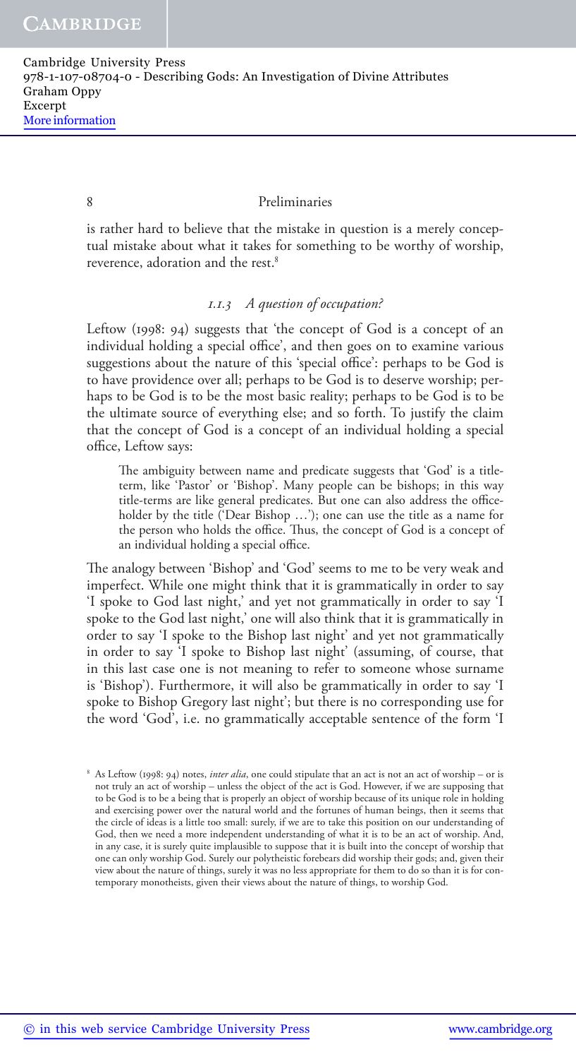is rather hard to believe that the mistake in question is a merely conceptual mistake about what it takes for something to be worthy of worship, reverence, adoration and the rest.[8]

### *1.1.3 A question of occupation?*

Leftow (1998: 94) suggests that 'the concept of God is a concept of an individual holding a special office', and then goes on to examine various suggestions about the nature of this 'special office': perhaps to be God is to have providence over all; perhaps to be God is to deserve worship; perhaps to be God is to be the most basic reality; perhaps to be God is to be the ultimate source of everything else; and so forth. To justify the claim that the concept of God is a concept of an individual holding a special office, Leftow says:

> The ambiguity between name and predicate suggests that 'God' is a title-term, like 'Pastor' or 'Bishop'. Many people can be bishops; in this way title-terms are like general predicates. But one can also address the office-holder by the title ('Dear Bishop …'); one can use the title as a name for the person who holds the office. Thus, the concept of God is a concept of an individual holding a special office.

The analogy between 'Bishop' and 'God' seems to me to be very weak and imperfect. While one might think that it is grammatically in order to say 'I spoke to God last night,' and yet not grammatically in order to say 'I spoke to the God last night,' one will also think that it is grammatically in order to say 'I spoke to the Bishop last night' and yet not grammatically in order to say 'I spoke to Bishop last night' (assuming, of course, that in this last case one is not meaning to refer to someone whose surname is 'Bishop'). Furthermore, it will also be grammatically in order to say 'I spoke to Bishop Gregory last night'; but there is no corresponding use for the word 'God', i.e. no grammatically acceptable sentence of the form 'I

[8] As Leftow (1998: 94) notes, *inter alia*, one could stipulate that an act is not an act of worship – or is not truly an act of worship – unless the object of the act is God. However, if we are supposing that to be God is to be a being that is properly an object of worship because of its unique role in holding and exercising power over the natural world and the fortunes of human beings, then it seems that the circle of ideas is a little too small: surely, if we are to take this position on our understanding of God, then we need a more independent understanding of what it is to be an act of worship. And, in any case, it is surely quite implausible to suppose that it is built into the concept of worship that one can only worship God. Surely our polytheistic forebears did worship their gods; and, given their view about the nature of things, surely it was no less appropriate for them to do so than it is for contemporary monotheists, given their views about the nature of things, to worship God.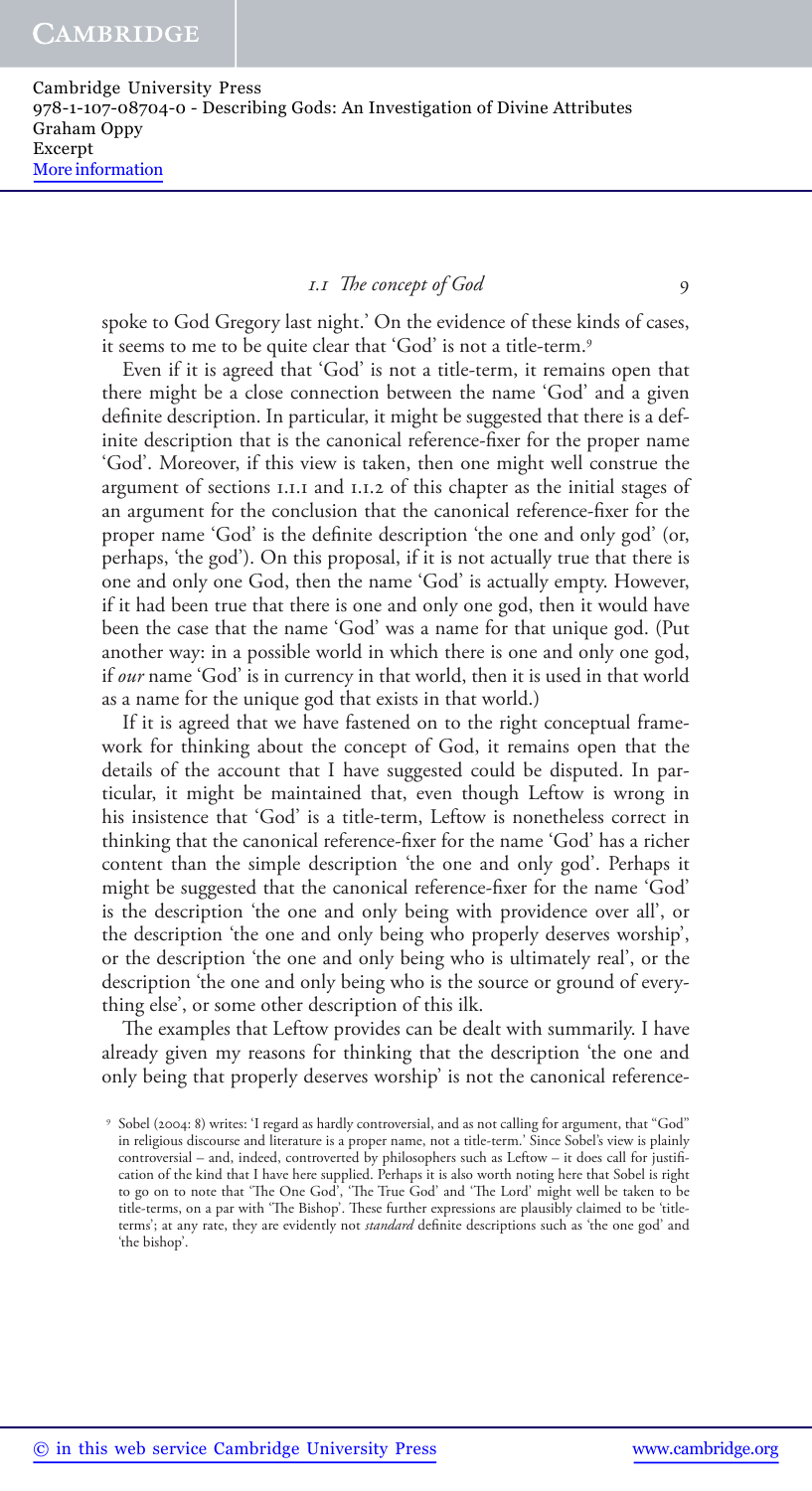spoke to God Gregory last night.' On the evidence of these kinds of cases, it seems to me to be quite clear that 'God' is not a title-term.[9]

Even if it is agreed that 'God' is not a title-term, it remains open that there might be a close connection between the name 'God' and a given definite description. In particular, it might be suggested that there is a definite description that is the canonical reference-fixer for the proper name 'God'. Moreover, if this view is taken, then one might well construe the argument of sections 1.1.1 and 1.1.2 of this chapter as the initial stages of an argument for the conclusion that the canonical reference-fixer for the proper name 'God' is the definite description 'the one and only god' (or, perhaps, 'the god'). On this proposal, if it is not actually true that there is one and only one God, then the name 'God' is actually empty. However, if it had been true that there is one and only one god, then it would have been the case that the name 'God' was a name for that unique god. (Put another way: in a possible world in which there is one and only one god, if *our* name 'God' is in currency in that world, then it is used in that world as a name for the unique god that exists in that world.)

If it is agreed that we have fastened on to the right conceptual framework for thinking about the concept of God, it remains open that the details of the account that I have suggested could be disputed. In particular, it might be maintained that, even though Leftow is wrong in his insistence that 'God' is a title-term, Leftow is nonetheless correct in thinking that the canonical reference-fixer for the name 'God' has a richer content than the simple description 'the one and only god'. Perhaps it might be suggested that the canonical reference-fixer for the name 'God' is the description 'the one and only being with providence over all', or the description 'the one and only being who properly deserves worship', or the description 'the one and only being who is ultimately real', or the description 'the one and only being who is the source or ground of everything else', or some other description of this ilk.

The examples that Leftow provides can be dealt with summarily. I have already given my reasons for thinking that the description 'the one and only being that properly deserves worship' is not the canonical reference-

[9] Sobel (2004: 8) writes: 'I regard as hardly controversial, and as not calling for argument, that "God" in religious discourse and literature is a proper name, not a title-term.' Since Sobel's view is plainly controversial – and, indeed, controverted by philosophers such as Leftow – it does call for justification of the kind that I have here supplied. Perhaps it is also worth noting here that Sobel is right to go on to note that 'The One God', 'The True God' and 'The Lord' might well be taken to be title-terms, on a par with 'The Bishop'. These further expressions are plausibly claimed to be 'title-terms'; at any rate, they are evidently not *standard* definite descriptions such as 'the one god' and 'the bishop'.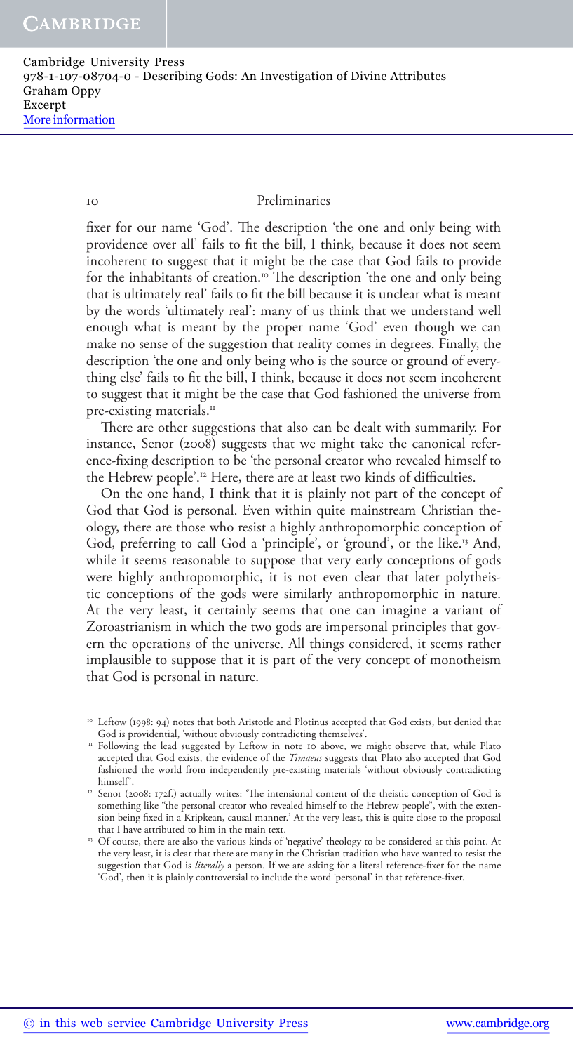fixer for our name 'God'. The description 'the one and only being with providence over all' fails to fit the bill, I think, because it does not seem incoherent to suggest that it might be the case that God fails to provide for the inhabitants of creation.[10] The description 'the one and only being that is ultimately real' fails to fit the bill because it is unclear what is meant by the words 'ultimately real': many of us think that we understand well enough what is meant by the proper name 'God' even though we can make no sense of the suggestion that reality comes in degrees. Finally, the description 'the one and only being who is the source or ground of everything else' fails to fit the bill, I think, because it does not seem incoherent to suggest that it might be the case that God fashioned the universe from pre-existing materials.[11]

There are other suggestions that also can be dealt with summarily. For instance, Senor (2008) suggests that we might take the canonical reference-fixing description to be 'the personal creator who revealed himself to the Hebrew people'.[12] Here, there are at least two kinds of difficulties.

On the one hand, I think that it is plainly not part of the concept of God that God is personal. Even within quite mainstream Christian theology, there are those who resist a highly anthropomorphic conception of God, preferring to call God a 'principle', or 'ground', or the like.[13] And, while it seems reasonable to suppose that very early conceptions of gods were highly anthropomorphic, it is not even clear that later polytheistic conceptions of the gods were similarly anthropomorphic in nature. At the very least, it certainly seems that one can imagine a variant of Zoroastrianism in which the two gods are impersonal principles that govern the operations of the universe. All things considered, it seems rather implausible to suppose that it is part of the very concept of monotheism that God is personal in nature.

[10] Leftow (1998: 94) notes that both Aristotle and Plotinus accepted that God exists, but denied that God is providential, 'without obviously contradicting themselves'.

[11] Following the lead suggested by Leftow in note 10 above, we might observe that, while Plato accepted that God exists, the evidence of the *Timaeus* suggests that Plato also accepted that God fashioned the world from independently pre-existing materials 'without obviously contradicting himself'.

[12] Senor (2008: 172f.) actually writes: 'The intensional content of the theistic conception of God is something like "the personal creator who revealed himself to the Hebrew people", with the extension being fixed in a Kripkean, causal manner.' At the very least, this is quite close to the proposal that I have attributed to him in the main text.

[13] Of course, there are also the various kinds of 'negative' theology to be considered at this point. At the very least, it is clear that there are many in the Christian tradition who have wanted to resist the suggestion that God is *literally* a person. If we are asking for a literal reference-fixer for the name 'God', then it is plainly controversial to include the word 'personal' in that reference-fixer.